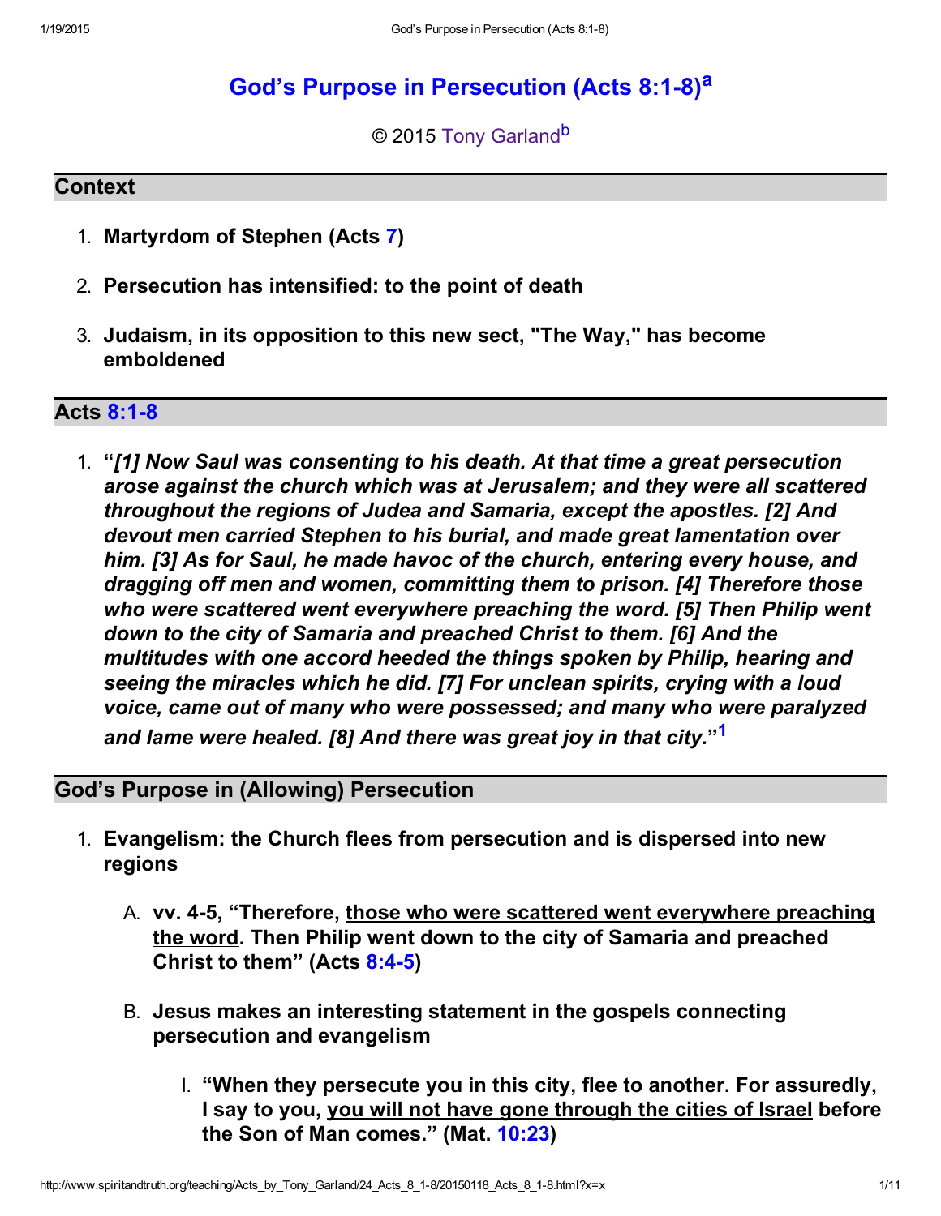# God's Purpose in Persecution (Acts 8:1-8)[a]

© 2015 Tony Garland[b]

## Context

1. **Martyrdom of Stephen (Acts 7)**
2. **Persecution has intensified: to the point of death**
3. **Judaism, in its opposition to this new sect, "The Way," has become emboldened**

## Acts 8:1-8

1. **"*[1] Now Saul was consenting to his death. At that time a great persecution arose against the church which was at Jerusalem; and they were all scattered throughout the regions of Judea and Samaria, except the apostles. [2] And devout men carried Stephen to his burial, and made great lamentation over him. [3] As for Saul, he made havoc of the church, entering every house, and dragging off men and women, committing them to prison. [4] Therefore those who were scattered went everywhere preaching the word. [5] Then Philip went down to the city of Samaria and preached Christ to them. [6] And the multitudes with one accord heeded the things spoken by Philip, hearing and seeing the miracles which he did. [7] For unclean spirits, crying with a loud voice, came out of many who were possessed; and many who were paralyzed and lame were healed. [8] And there was great joy in that city.*"[1]**

## God's Purpose in (Allowing) Persecution

1. **Evangelism: the Church flees from persecution and is dispersed into new regions**
   - A. **vv. 4-5, "Therefore, <u>those who were scattered went everywhere preaching the word</u>. Then Philip went down to the city of Samaria and preached Christ to them" (Acts 8:4-5)**
   - B. **Jesus makes an interesting statement in the gospels connecting persecution and evangelism**
     - I. **"<u>When they persecute you</u> in this city, <u>flee</u> to another. For assuredly, I say to you, <u>you will not have gone through the cities of Israel</u> before the Son of Man comes." (Mat. 10:23)**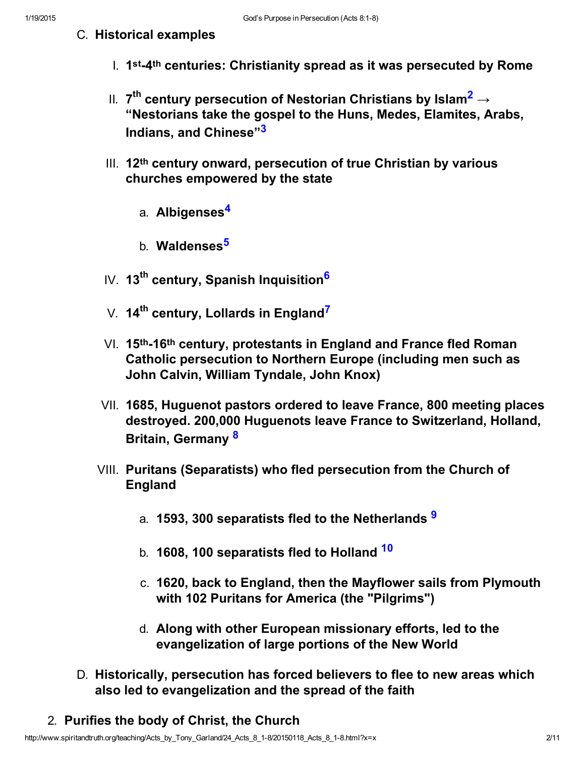C. **Historical examples**

   I. **1st-4th centuries: Christianity spread as it was persecuted by Rome**

   II. **7th century persecution of Nestorian Christians by Islam[2] → "Nestorians take the gospel to the Huns, Medes, Elamites, Arabs, Indians, and Chinese"[3]**

   III. **12th century onward, persecution of true Christian by various churches empowered by the state**

      a. **Albigenses[4]**

      b. **Waldenses[5]**

   IV. **13th century, Spanish Inquisition[6]**

   V. **14th century, Lollards in England[7]**

   VI. **15th-16th century, protestants in England and France fled Roman Catholic persecution to Northern Europe (including men such as John Calvin, William Tyndale, John Knox)**

   VII. **1685, Huguenot pastors ordered to leave France, 800 meeting places destroyed. 200,000 Huguenots leave France to Switzerland, Holland, Britain, Germany [8]**

   VIII. **Puritans (Separatists) who fled persecution from the Church of England**

      a. **1593, 300 separatists fled to the Netherlands [9]**

      b. **1608, 100 separatists fled to Holland [10]**

      c. **1620, back to England, then the Mayflower sails from Plymouth with 102 Puritans for America (the "Pilgrims")**

      d. **Along with other European missionary efforts, led to the evangelization of large portions of the New World**

D. **Historically, persecution has forced believers to flee to new areas which also led to evangelization and the spread of the faith**

2. **Purifies the body of Christ, the Church**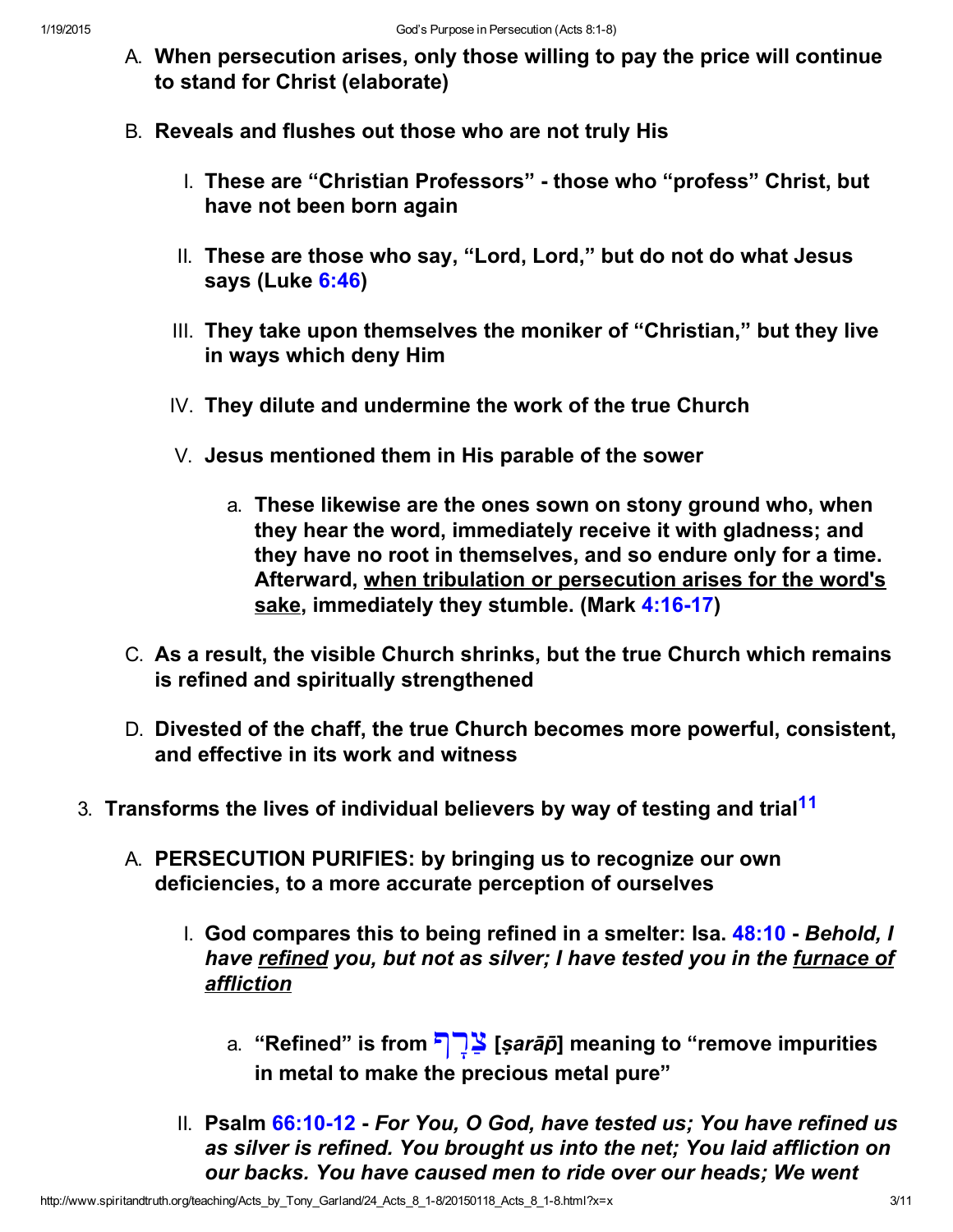A. **When persecution arises, only those willing to pay the price will continue to stand for Christ (elaborate)**

B. **Reveals and flushes out those who are not truly His**

   I. **These are "Christian Professors" - those who "profess" Christ, but have not been born again**

   II. **These are those who say, "Lord, Lord," but do not do what Jesus says (Luke 6:46)**

   III. **They take upon themselves the moniker of "Christian," but they live in ways which deny Him**

   IV. **They dilute and undermine the work of the true Church**

   V. **Jesus mentioned them in His parable of the sower**

      a. **These likewise are the ones sown on stony ground who, when they hear the word, immediately receive it with gladness; and they have no root in themselves, and so endure only for a time. Afterward, <u>when tribulation or persecution arises for the word's sake</u>, immediately they stumble. (Mark 4:16-17)**

C. **As a result, the visible Church shrinks, but the true Church which remains is refined and spiritually strengthened**

D. **Divested of the chaff, the true Church becomes more powerful, consistent, and effective in its work and witness**

3. **Transforms the lives of individual believers by way of testing and trial**[11]

   A. **PERSECUTION PURIFIES: by bringing us to recognize our own deficiencies, to a more accurate perception of ourselves**

      I. **God compares this to being refined in a smelter: Isa. 48:10 -** ***Behold, I have <u>refined</u> you, but not as silver; I have tested you in the <u>furnace of affliction</u>***

         a. **"Refined" is from צָרַף [*ṣarāp̄*] meaning to "remove impurities in metal to make the precious metal pure"**

      II. **Psalm 66:10-12 -** ***For You, O God, have tested us; You have refined us as silver is refined. You brought us into the net; You laid affliction on our backs. You have caused men to ride over our heads; We went***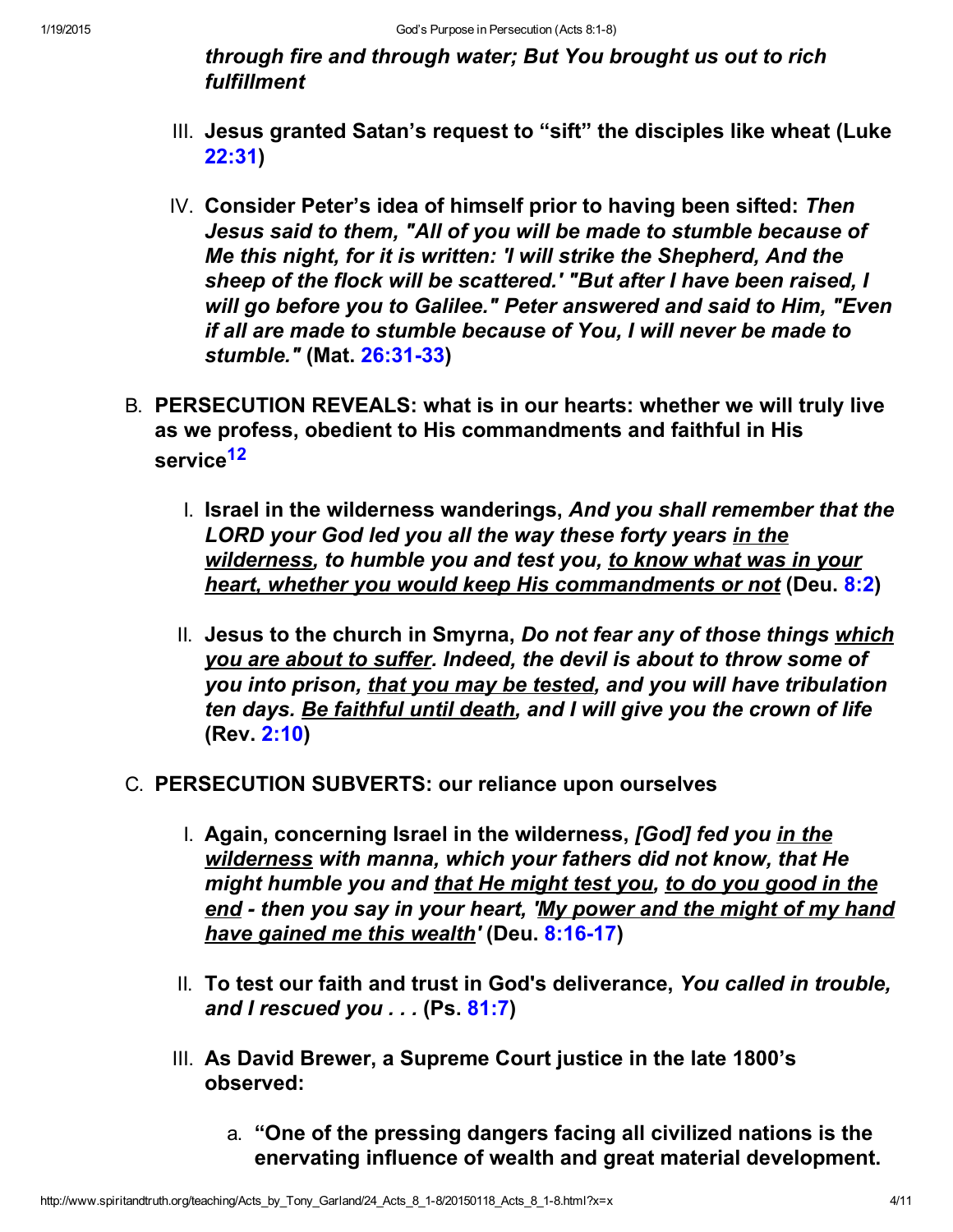*through fire and through water; But You brought us out to rich fulfillment*

III. **Jesus granted Satan's request to "sift" the disciples like wheat (Luke 22:31)**

IV. **Consider Peter's idea of himself prior to having been sifted:** ***Then Jesus said to them, "All of you will be made to stumble because of Me this night, for it is written: 'I will strike the Shepherd, And the sheep of the flock will be scattered.' "But after I have been raised, I will go before you to Galilee." Peter answered and said to Him, "Even if all are made to stumble because of You, I will never be made to stumble."*** **(Mat. 26:31-33)**

B. **PERSECUTION REVEALS: what is in our hearts: whether we will truly live as we profess, obedient to His commandments and faithful in His service**[12]

I. **Israel in the wilderness wanderings,** ***And you shall remember that the LORD your God led you all the way these forty years <u>in the wilderness</u>, to humble you and test you, <u>to know what was in your heart, whether you would keep His commandments or not</u>*** **(Deu. 8:2)**

II. **Jesus to the church in Smyrna,** ***Do not fear any of those things <u>which you are about to suffer</u>. Indeed, the devil is about to throw some of you into prison, <u>that you may be tested</u>, and you will have tribulation ten days. <u>Be faithful until death</u>, and I will give you the crown of life*** **(Rev. 2:10)**

C. **PERSECUTION SUBVERTS: our reliance upon ourselves**

I. **Again, concerning Israel in the wilderness,** ***[God] fed you <u>in the wilderness</u> with manna, which your fathers did not know, that He might humble you and <u>that He might test you</u>, <u>to do you good in the end</u> - then you say in your heart, '<u>My power and the might of my hand have gained me this wealth</u>'*** **(Deu. 8:16-17)**

II. **To test our faith and trust in God's deliverance,** ***You called in trouble, and I rescued you . . .*** **(Ps. 81:7)**

III. **As David Brewer, a Supreme Court justice in the late 1800's observed:**

a. **"One of the pressing dangers facing all civilized nations is the enervating influence of wealth and great material development.**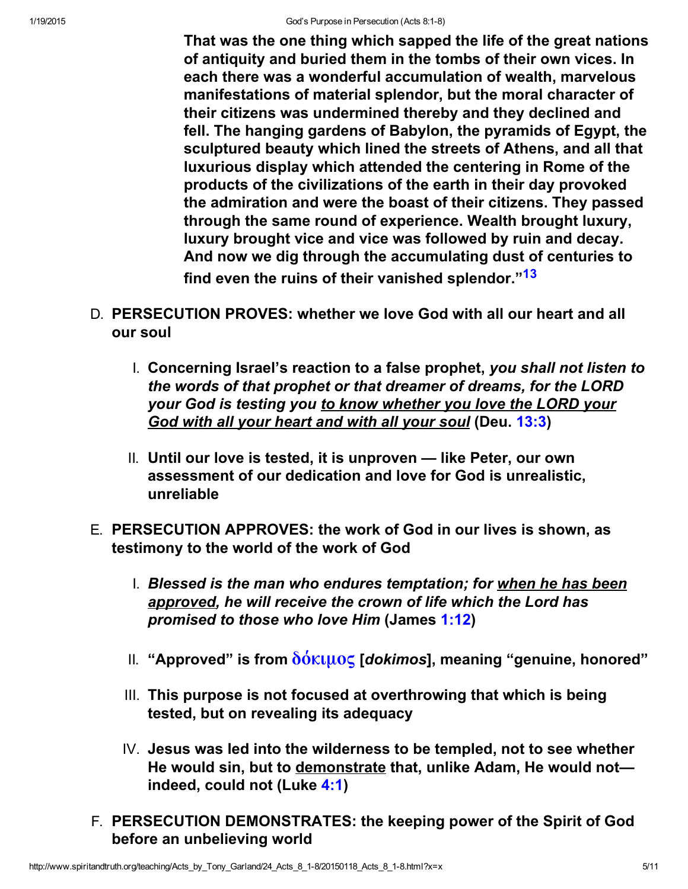**That was the one thing which sapped the life of the great nations of antiquity and buried them in the tombs of their own vices. In each there was a wonderful accumulation of wealth, marvelous manifestations of material splendor, but the moral character of their citizens was undermined thereby and they declined and fell. The hanging gardens of Babylon, the pyramids of Egypt, the sculptured beauty which lined the streets of Athens, and all that luxurious display which attended the centering in Rome of the products of the civilizations of the earth in their day provoked the admiration and were the boast of their citizens. They passed through the same round of experience. Wealth brought luxury, luxury brought vice and vice was followed by ruin and decay. And now we dig through the accumulating dust of centuries to find even the ruins of their vanished splendor."[13]**

D. **PERSECUTION PROVES: whether we love God with all our heart and all our soul**

   I. **Concerning Israel's reaction to a false prophet, *you shall not listen to the words of that prophet or that dreamer of dreams, for the LORD your God is testing you <u>to know whether you love the LORD your God with all your heart and with all your soul</u>* (Deu. 13:3)**

   II. **Until our love is tested, it is unproven — like Peter, our own assessment of our dedication and love for God is unrealistic, unreliable**

E. **PERSECUTION APPROVES: the work of God in our lives is shown, as testimony to the world of the work of God**

   I. ***Blessed is the man who endures temptation; for <u>when he has been approved</u>, he will receive the crown of life which the Lord has promised to those who love Him* (James 1:12)**

   II. **"Approved" is from δόκιμος [*dokimos*], meaning "genuine, honored"**

   III. **This purpose is not focused at overthrowing that which is being tested, but on revealing its adequacy**

   IV. **Jesus was led into the wilderness to be templed, not to see whether He would sin, but to <u>demonstrate</u> that, unlike Adam, He would not—indeed, could not (Luke 4:1)**

F. **PERSECUTION DEMONSTRATES: the keeping power of the Spirit of God before an unbelieving world**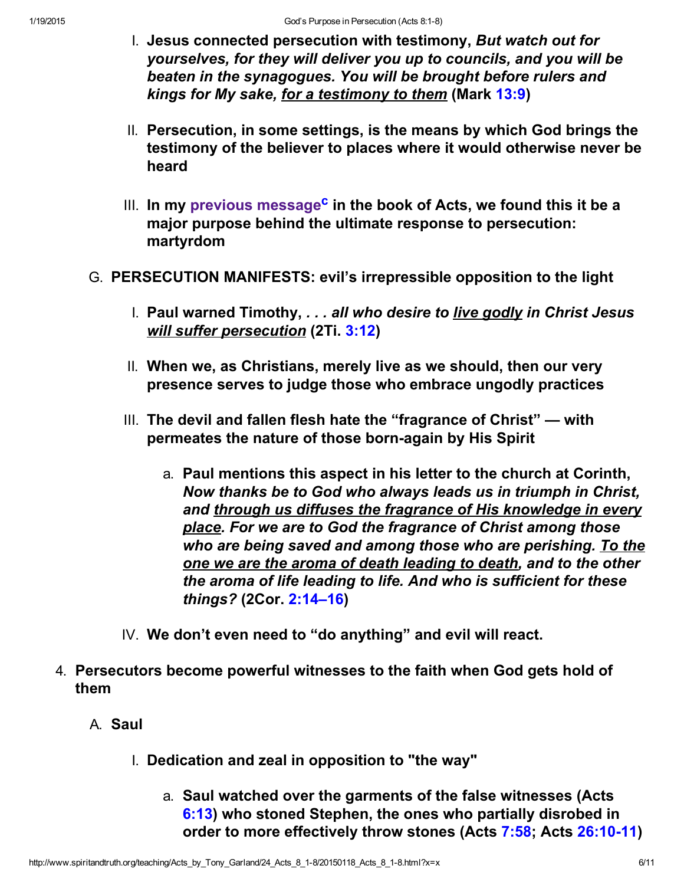I. **Jesus connected persecution with testimony, *But watch out for yourselves, for they will deliver you up to councils, and you will be beaten in the synagogues. You will be brought before rulers and kings for My sake, for a testimony to them* (Mark 13:9)**

II. **Persecution, in some settings, is the means by which God brings the testimony of the believer to places where it would otherwise never be heard**

III. **In my previous message[c] in the book of Acts, we found this it be a major purpose behind the ultimate response to persecution: martyrdom**

G. **PERSECUTION MANIFESTS: evil's irrepressible opposition to the light**

I. **Paul warned Timothy, *. . . all who desire to live godly in Christ Jesus will suffer persecution* (2Ti. 3:12)**

II. **When we, as Christians, merely live as we should, then our very presence serves to judge those who embrace ungodly practices**

III. **The devil and fallen flesh hate the "fragrance of Christ" — with permeates the nature of those born-again by His Spirit**

a. **Paul mentions this aspect in his letter to the church at Corinth, *Now thanks be to God who always leads us in triumph in Christ, and through us diffuses the fragrance of His knowledge in every place. For we are to God the fragrance of Christ among those who are being saved and among those who are perishing. To the one we are the aroma of death leading to death, and to the other the aroma of life leading to life. And who is sufficient for these things?* (2Cor. 2:14–16)**

IV. **We don't even need to "do anything" and evil will react.**

4. **Persecutors become powerful witnesses to the faith when God gets hold of them**

A. **Saul**

I. **Dedication and zeal in opposition to "the way"**

a. **Saul watched over the garments of the false witnesses (Acts 6:13) who stoned Stephen, the ones who partially disrobed in order to more effectively throw stones (Acts 7:58; Acts 26:10-11)**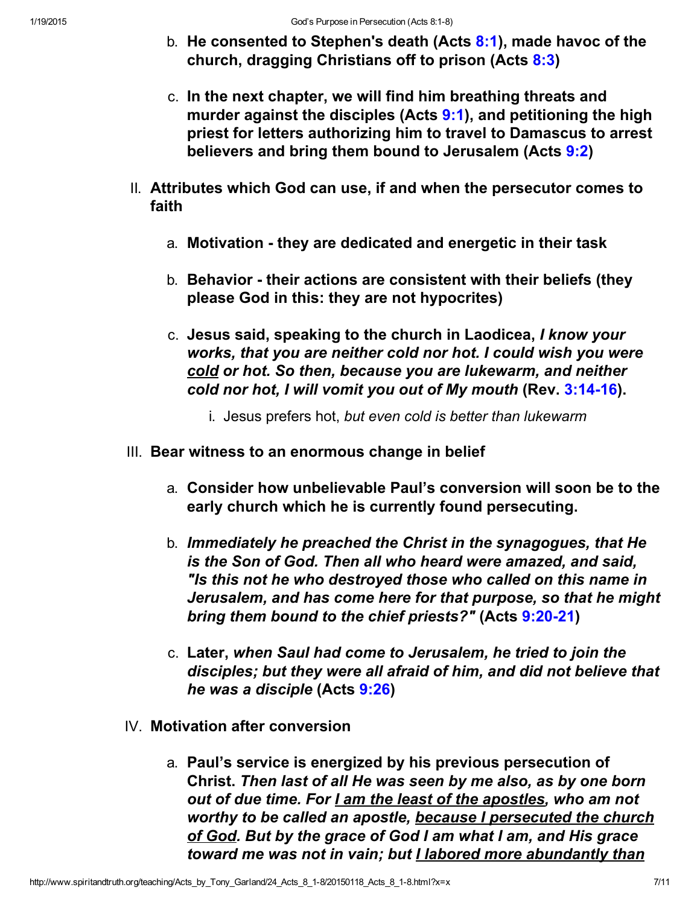b. **He consented to Stephen's death (Acts 8:1), made havoc of the church, dragging Christians off to prison (Acts 8:3)**

c. **In the next chapter, we will find him breathing threats and murder against the disciples (Acts 9:1), and petitioning the high priest for letters authorizing him to travel to Damascus to arrest believers and bring them bound to Jerusalem (Acts 9:2)**

II. **Attributes which God can use, if and when the persecutor comes to faith**

   a. **Motivation - they are dedicated and energetic in their task**

   b. **Behavior - their actions are consistent with their beliefs (they please God in this: they are not hypocrites)**

   c. **Jesus said, speaking to the church in Laodicea, *I know your works, that you are neither cold nor hot. I could wish you were <u>cold</u> or hot. So then, because you are lukewarm, and neither cold nor hot, I will vomit you out of My mouth* (Rev. 3:14-16).**

      i. Jesus prefers hot, *but even cold is better than lukewarm*

III. **Bear witness to an enormous change in belief**

   a. **Consider how unbelievable Paul's conversion will soon be to the early church which he is currently found persecuting.**

   b. ***Immediately he preached the Christ in the synagogues, that He is the Son of God. Then all who heard were amazed, and said, "Is this not he who destroyed those who called on this name in Jerusalem, and has come here for that purpose, so that he might bring them bound to the chief priests?"* (Acts 9:20-21)**

   c. **Later, *when Saul had come to Jerusalem, he tried to join the disciples; but they were all afraid of him, and did not believe that he was a disciple* (Acts 9:26)**

IV. **Motivation after conversion**

   a. **Paul's service is energized by his previous persecution of Christ. *Then last of all He was seen by me also, as by one born out of due time. For <u>I am the least of the apostles</u>, who am not worthy to be called an apostle, <u>because I persecuted the church of God</u>. But by the grace of God I am what I am, and His grace toward me was not in vain; but <u>I labored more abundantly than</u>***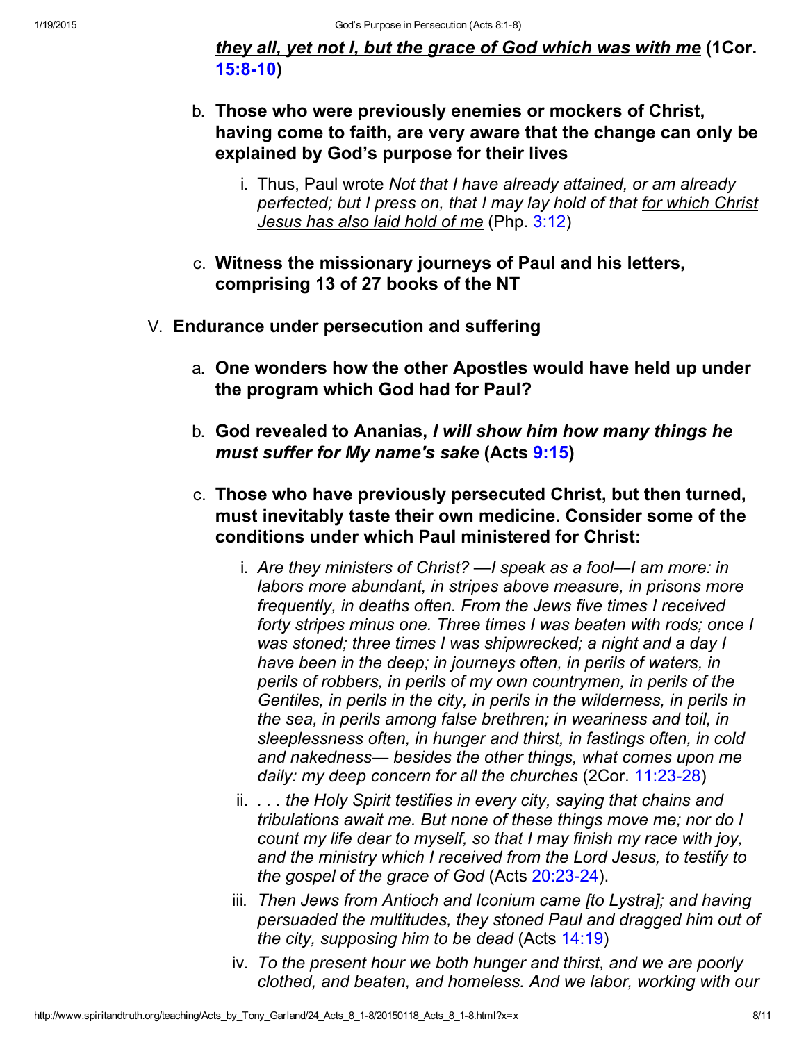***they all, yet not I, but the grace of God which was with me*** **(1Cor. 15:8-10)**

b. **Those who were previously enemies or mockers of Christ, having come to faith, are very aware that the change can only be explained by God's purpose for their lives**

   i. Thus, Paul wrote *Not that I have already attained, or am already perfected; but I press on, that I may lay hold of that* *for which Christ Jesus has also laid hold of me* (Php. 3:12)

c. **Witness the missionary journeys of Paul and his letters, comprising 13 of 27 books of the NT**

V. **Endurance under persecution and suffering**

a. **One wonders how the other Apostles would have held up under the program which God had for Paul?**

b. **God revealed to Ananias, *I will show him how many things he must suffer for My name's sake* (Acts 9:15)**

c. **Those who have previously persecuted Christ, but then turned, must inevitably taste their own medicine. Consider some of the conditions under which Paul ministered for Christ:**

   i. *Are they ministers of Christ? —I speak as a fool—I am more: in labors more abundant, in stripes above measure, in prisons more frequently, in deaths often. From the Jews five times I received forty stripes minus one. Three times I was beaten with rods; once I was stoned; three times I was shipwrecked; a night and a day I have been in the deep; in journeys often, in perils of waters, in perils of robbers, in perils of my own countrymen, in perils of the Gentiles, in perils in the city, in perils in the wilderness, in perils in the sea, in perils among false brethren; in weariness and toil, in sleeplessness often, in hunger and thirst, in fastings often, in cold and nakedness— besides the other things, what comes upon me daily: my deep concern for all the churches* (2Cor. 11:23-28)

   ii. *. . . the Holy Spirit testifies in every city, saying that chains and tribulations await me. But none of these things move me; nor do I count my life dear to myself, so that I may finish my race with joy, and the ministry which I received from the Lord Jesus, to testify to the gospel of the grace of God* (Acts 20:23-24).

   iii. *Then Jews from Antioch and Iconium came [to Lystra]; and having persuaded the multitudes, they stoned Paul and dragged him out of the city, supposing him to be dead* (Acts 14:19)

   iv. *To the present hour we both hunger and thirst, and we are poorly clothed, and beaten, and homeless. And we labor, working with our*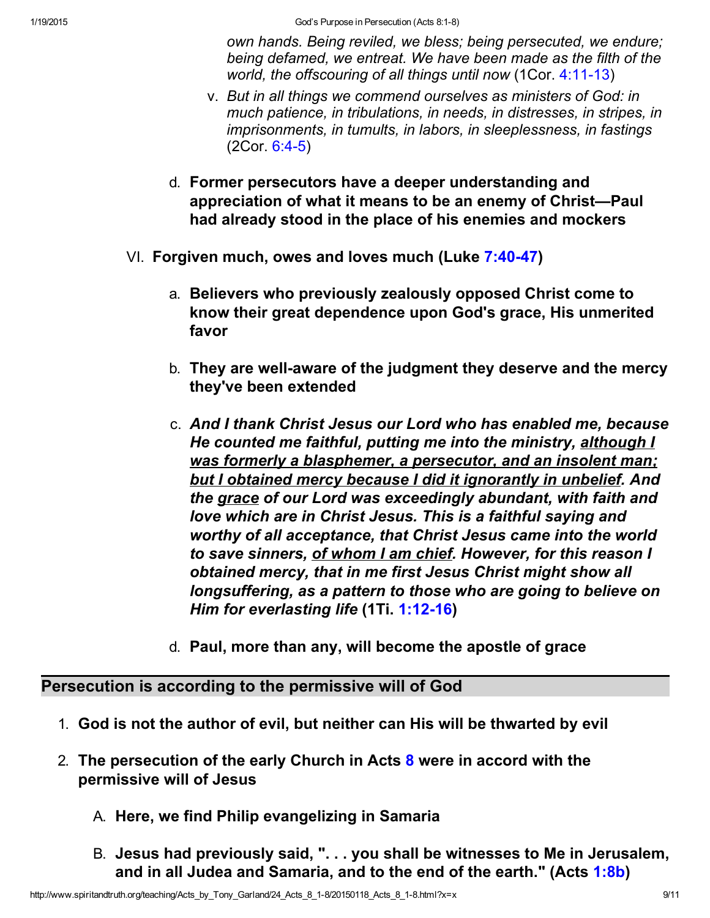*own hands. Being reviled, we bless; being persecuted, we endure; being defamed, we entreat. We have been made as the filth of the world, the offscouring of all things until now* (1Cor. 4:11-13)

v. *But in all things we commend ourselves as ministers of God: in much patience, in tribulations, in needs, in distresses, in stripes, in imprisonments, in tumults, in labors, in sleeplessness, in fastings* (2Cor. 6:4-5)

d. **Former persecutors have a deeper understanding and appreciation of what it means to be an enemy of Christ—Paul had already stood in the place of his enemies and mockers**

VI. **Forgiven much, owes and loves much (Luke 7:40-47)**

a. **Believers who previously zealously opposed Christ come to know their great dependence upon God's grace, His unmerited favor**

b. **They are well-aware of the judgment they deserve and the mercy they've been extended**

c. ***And I thank Christ Jesus our Lord who has enabled me, because He counted me faithful, putting me into the ministry, <u>although I was formerly a blasphemer, a persecutor, and an insolent man; but I obtained mercy because I did it ignorantly in unbelief</u>. And the <u>grace</u> of our Lord was exceedingly abundant, with faith and love which are in Christ Jesus. This is a faithful saying and worthy of all acceptance, that Christ Jesus came into the world to save sinners, <u>of whom I am chief</u>. However, for this reason I obtained mercy, that in me first Jesus Christ might show all longsuffering, as a pattern to those who are going to believe on Him for everlasting life* (1Ti. 1:12-16)**

d. **Paul, more than any, will become the apostle of grace**

## Persecution is according to the permissive will of God

1. **God is not the author of evil, but neither can His will be thwarted by evil**
2. **The persecution of the early Church in Acts 8 were in accord with the permissive will of Jesus**

   A. **Here, we find Philip evangelizing in Samaria**

   B. **Jesus had previously said, ". . . you shall be witnesses to Me in Jerusalem, and in all Judea and Samaria, and to the end of the earth." (Acts 1:8b)**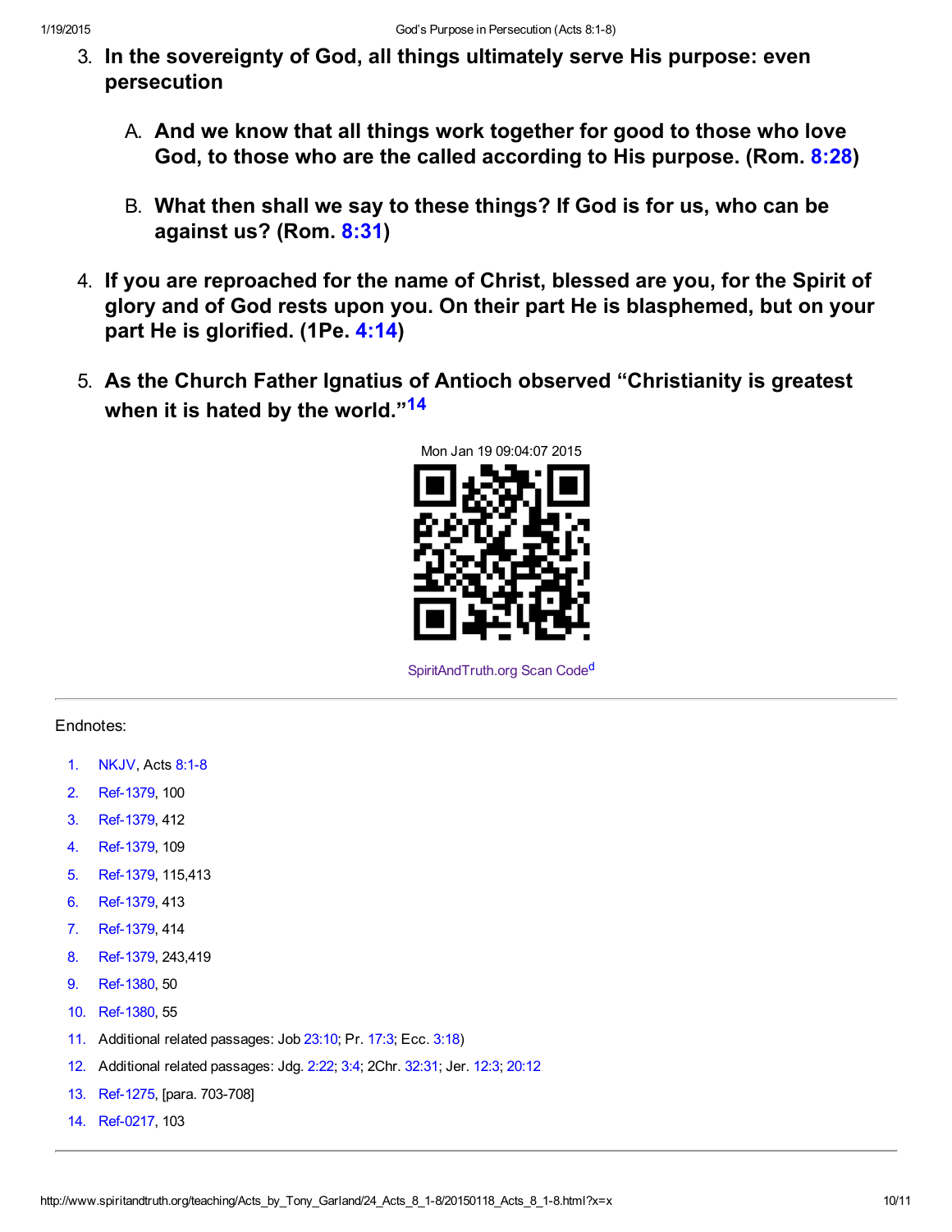3. **In the sovereignty of God, all things ultimately serve His purpose: even persecution**

    A. **And we know that all things work together for good to those who love God, to those who are the called according to His purpose. (Rom. 8:28)**

    B. **What then shall we say to these things? If God is for us, who can be against us? (Rom. 8:31)**

4. **If you are reproached for the name of Christ, blessed are you, for the Spirit of glory and of God rests upon you. On their part He is blasphemed, but on your part He is glorified. (1Pe. 4:14)**

5. **As the Church Father Ignatius of Antioch observed "Christianity is greatest when it is hated by the world."[14]**

Mon Jan 19 09:04:07 2015

SpiritAndTruth.org Scan Code[d]

---

Endnotes:

1. NKJV, Acts 8:1-8
2. Ref-1379, 100
3. Ref-1379, 412
4. Ref-1379, 109
5. Ref-1379, 115,413
6. Ref-1379, 413
7. Ref-1379, 414
8. Ref-1379, 243,419
9. Ref-1380, 50
10. Ref-1380, 55
11. Additional related passages: Job 23:10; Pr. 17:3; Ecc. 3:18)
12. Additional related passages: Jdg. 2:22; 3:4; 2Chr. 32:31; Jer. 12:3; 20:12
13. Ref-1275, [para. 703-708]
14. Ref-0217, 103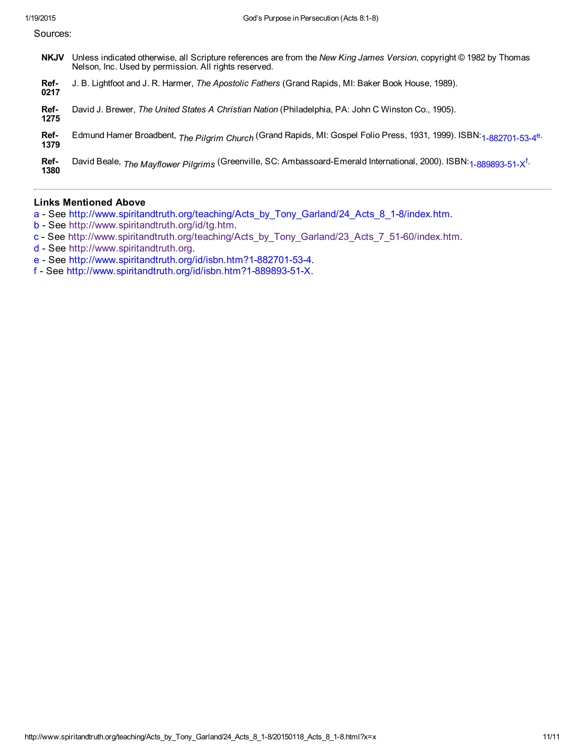Sources:

| | |
|---|---|
| **NKJV** | Unless indicated otherwise, all Scripture references are from the *New King James Version*, copyright © 1982 by Thomas Nelson, Inc. Used by permission. All rights reserved. |
| **Ref-0217** | J. B. Lightfoot and J. R. Harmer, *The Apostolic Fathers* (Grand Rapids, MI: Baker Book House, 1989). |
| **Ref-1275** | David J. Brewer, *The United States A Christian Nation* (Philadelphia, PA: John C Winston Co., 1905). |
| **Ref-1379** | Edmund Hamer Broadbent, *The Pilgrim Church* (Grand Rapids, MI: Gospel Folio Press, 1931, 1999). ISBN:1-882701-53-4[e]. |
| **Ref-1380** | David Beale, *The Mayflower Pilgrims* (Greenville, SC: Ambassoard-Emerald International, 2000). ISBN:1-889893-51-X[f]. |

---

### Links Mentioned Above

a - See http://www.spiritandtruth.org/teaching/Acts_by_Tony_Garland/24_Acts_8_1-8/index.htm.
b - See http://www.spiritandtruth.org/id/tg.htm.
c - See http://www.spiritandtruth.org/teaching/Acts_by_Tony_Garland/23_Acts_7_51-60/index.htm.
d - See http://www.spiritandtruth.org.
e - See http://www.spiritandtruth.org/id/isbn.htm?1-882701-53-4.
f - See http://www.spiritandtruth.org/id/isbn.htm?1-889893-51-X.